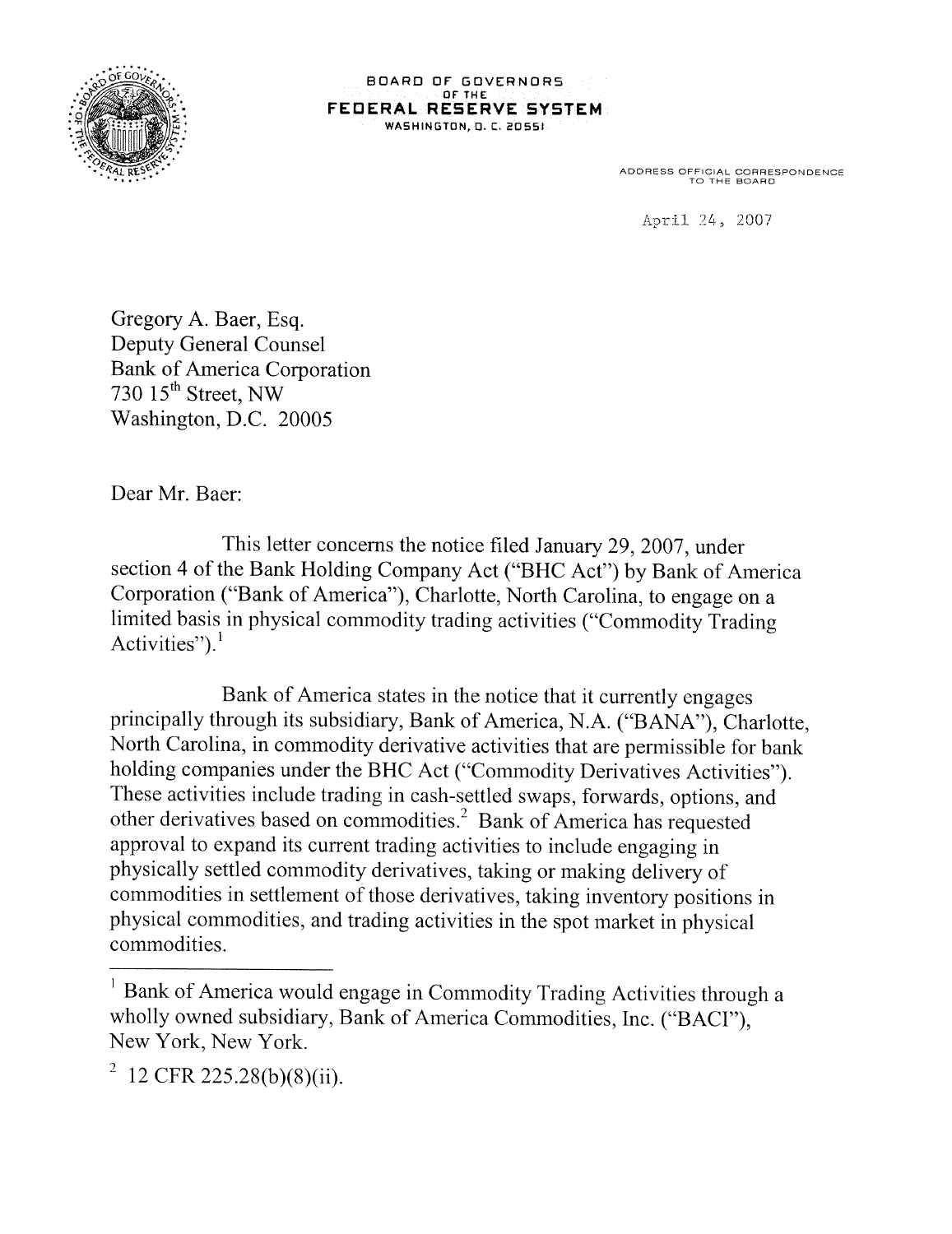BOARD OF GOVERNORS
OF THE
**FEDERAL RESERVE SYSTEM**
WASHINGTON, D. C. 20551

ADDRESS OFFICIAL CORRESPONDENCE
TO THE BOARD

April 24, 2007

Gregory A. Baer, Esq.
Deputy General Counsel
Bank of America Corporation
730 15th Street, NW
Washington, D.C. 20005

Dear Mr. Baer:

This letter concerns the notice filed January 29, 2007, under section 4 of the Bank Holding Company Act ("BHC Act") by Bank of America Corporation ("Bank of America"), Charlotte, North Carolina, to engage on a limited basis in physical commodity trading activities ("Commodity Trading Activities").[1]

Bank of America states in the notice that it currently engages principally through its subsidiary, Bank of America, N.A. ("BANA"), Charlotte, North Carolina, in commodity derivative activities that are permissible for bank holding companies under the BHC Act ("Commodity Derivatives Activities"). These activities include trading in cash-settled swaps, forwards, options, and other derivatives based on commodities.[2] Bank of America has requested approval to expand its current trading activities to include engaging in physically settled commodity derivatives, taking or making delivery of commodities in settlement of those derivatives, taking inventory positions in physical commodities, and trading activities in the spot market in physical commodities.

---

[1] Bank of America would engage in Commodity Trading Activities through a wholly owned subsidiary, Bank of America Commodities, Inc. ("BACI"), New York, New York.

[2] 12 CFR 225.28(b)(8)(ii).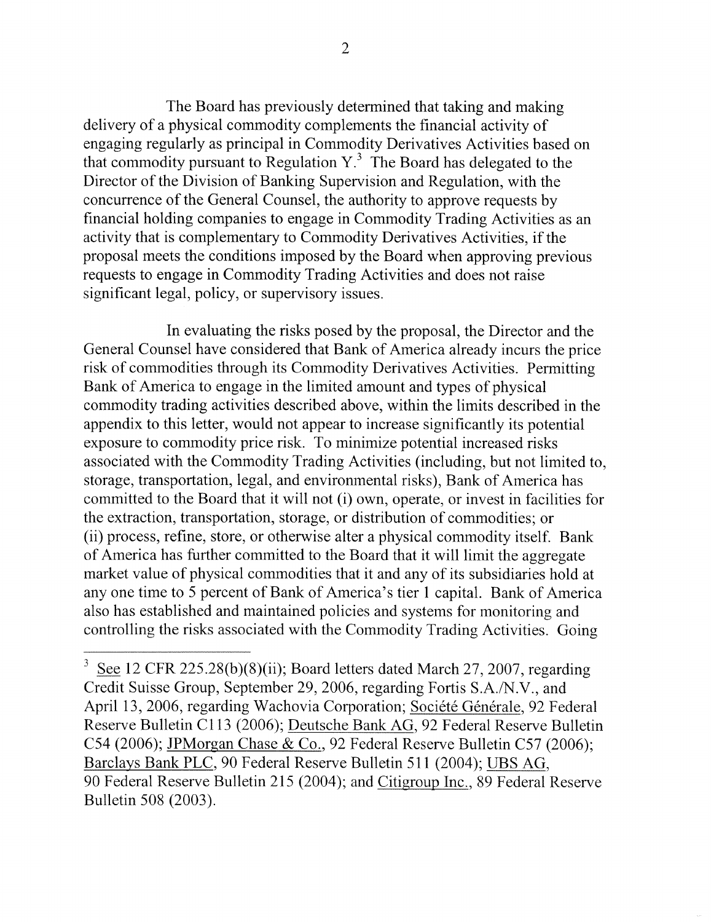The Board has previously determined that taking and making delivery of a physical commodity complements the financial activity of engaging regularly as principal in Commodity Derivatives Activities based on that commodity pursuant to Regulation Y.[3] The Board has delegated to the Director of the Division of Banking Supervision and Regulation, with the concurrence of the General Counsel, the authority to approve requests by financial holding companies to engage in Commodity Trading Activities as an activity that is complementary to Commodity Derivatives Activities, if the proposal meets the conditions imposed by the Board when approving previous requests to engage in Commodity Trading Activities and does not raise significant legal, policy, or supervisory issues.

In evaluating the risks posed by the proposal, the Director and the General Counsel have considered that Bank of America already incurs the price risk of commodities through its Commodity Derivatives Activities. Permitting Bank of America to engage in the limited amount and types of physical commodity trading activities described above, within the limits described in the appendix to this letter, would not appear to increase significantly its potential exposure to commodity price risk. To minimize potential increased risks associated with the Commodity Trading Activities (including, but not limited to, storage, transportation, legal, and environmental risks), Bank of America has committed to the Board that it will not (i) own, operate, or invest in facilities for the extraction, transportation, storage, or distribution of commodities; or (ii) process, refine, store, or otherwise alter a physical commodity itself. Bank of America has further committed to the Board that it will limit the aggregate market value of physical commodities that it and any of its subsidiaries hold at any one time to 5 percent of Bank of America's tier 1 capital. Bank of America also has established and maintained policies and systems for monitoring and controlling the risks associated with the Commodity Trading Activities. Going

---

[3] See 12 CFR 225.28(b)(8)(ii); Board letters dated March 27, 2007, regarding Credit Suisse Group, September 29, 2006, regarding Fortis S.A./N.V., and April 13, 2006, regarding Wachovia Corporation; Société Générale, 92 Federal Reserve Bulletin C113 (2006); Deutsche Bank AG, 92 Federal Reserve Bulletin C54 (2006); JPMorgan Chase & Co., 92 Federal Reserve Bulletin C57 (2006); Barclays Bank PLC, 90 Federal Reserve Bulletin 511 (2004); UBS AG, 90 Federal Reserve Bulletin 215 (2004); and Citigroup Inc., 89 Federal Reserve Bulletin 508 (2003).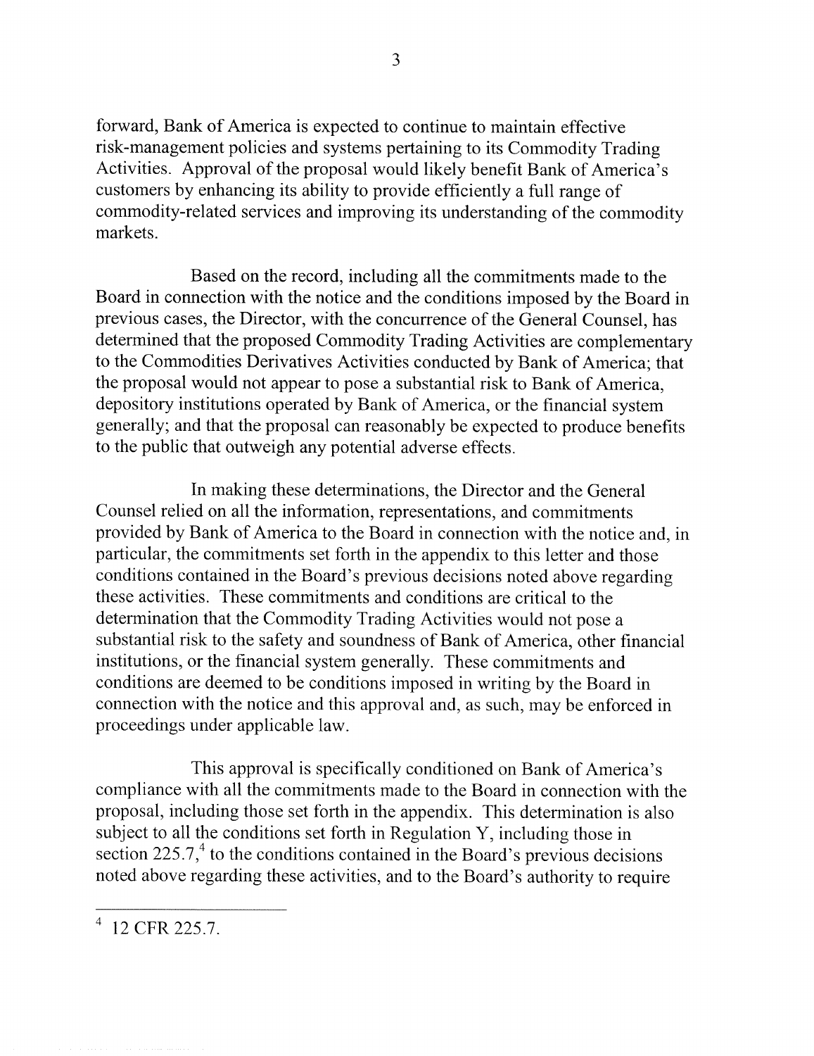forward, Bank of America is expected to continue to maintain effective risk-management policies and systems pertaining to its Commodity Trading Activities. Approval of the proposal would likely benefit Bank of America's customers by enhancing its ability to provide efficiently a full range of commodity-related services and improving its understanding of the commodity markets.

Based on the record, including all the commitments made to the Board in connection with the notice and the conditions imposed by the Board in previous cases, the Director, with the concurrence of the General Counsel, has determined that the proposed Commodity Trading Activities are complementary to the Commodities Derivatives Activities conducted by Bank of America; that the proposal would not appear to pose a substantial risk to Bank of America, depository institutions operated by Bank of America, or the financial system generally; and that the proposal can reasonably be expected to produce benefits to the public that outweigh any potential adverse effects.

In making these determinations, the Director and the General Counsel relied on all the information, representations, and commitments provided by Bank of America to the Board in connection with the notice and, in particular, the commitments set forth in the appendix to this letter and those conditions contained in the Board's previous decisions noted above regarding these activities. These commitments and conditions are critical to the determination that the Commodity Trading Activities would not pose a substantial risk to the safety and soundness of Bank of America, other financial institutions, or the financial system generally. These commitments and conditions are deemed to be conditions imposed in writing by the Board in connection with the notice and this approval and, as such, may be enforced in proceedings under applicable law.

This approval is specifically conditioned on Bank of America's compliance with all the commitments made to the Board in connection with the proposal, including those set forth in the appendix. This determination is also subject to all the conditions set forth in Regulation Y, including those in section 225.7,[4] to the conditions contained in the Board's previous decisions noted above regarding these activities, and to the Board's authority to require

---

[4] 12 CFR 225.7.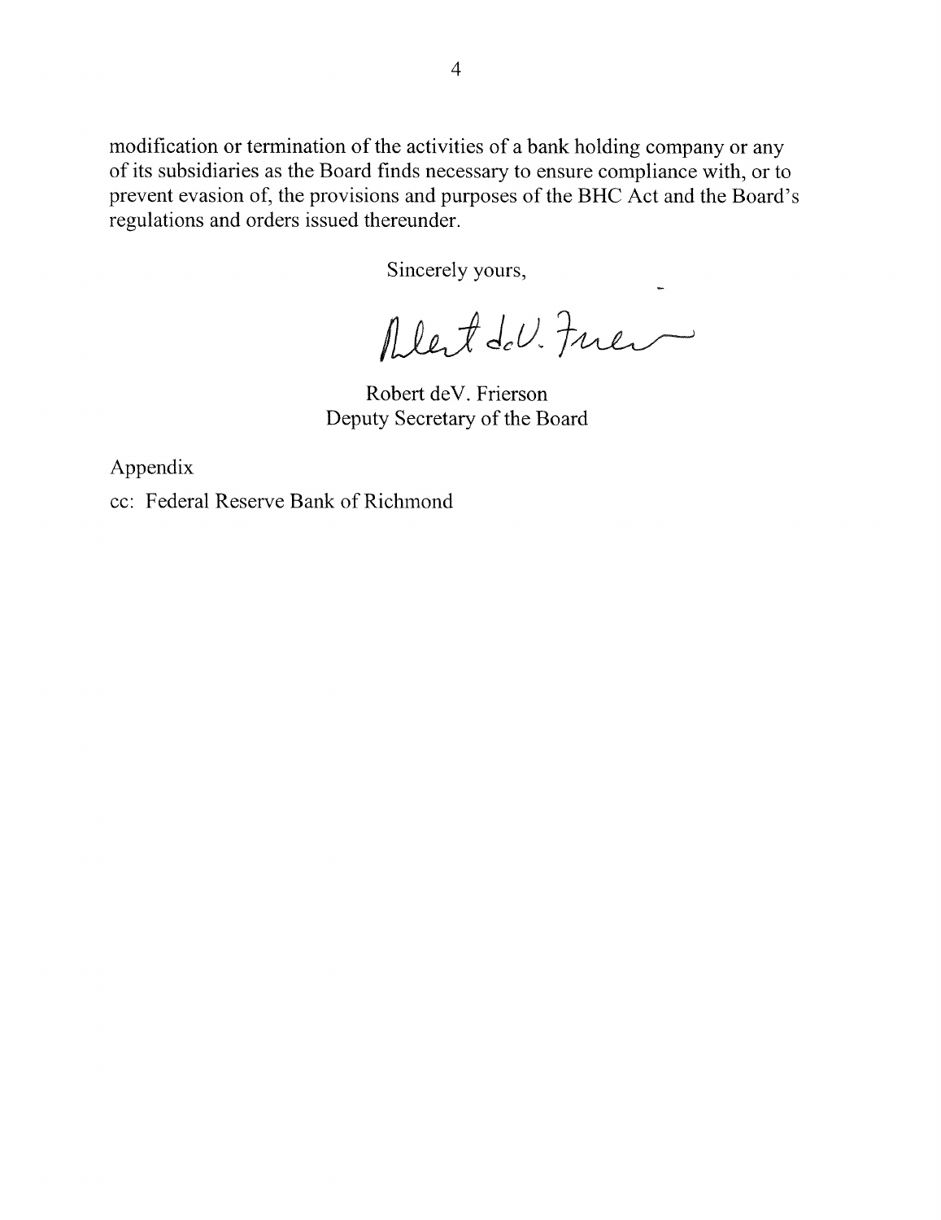modification or termination of the activities of a bank holding company or any of its subsidiaries as the Board finds necessary to ensure compliance with, or to prevent evasion of, the provisions and purposes of the BHC Act and the Board's regulations and orders issued thereunder.

Sincerely yours,

Robert deV. Frierson
Deputy Secretary of the Board

Appendix

cc: Federal Reserve Bank of Richmond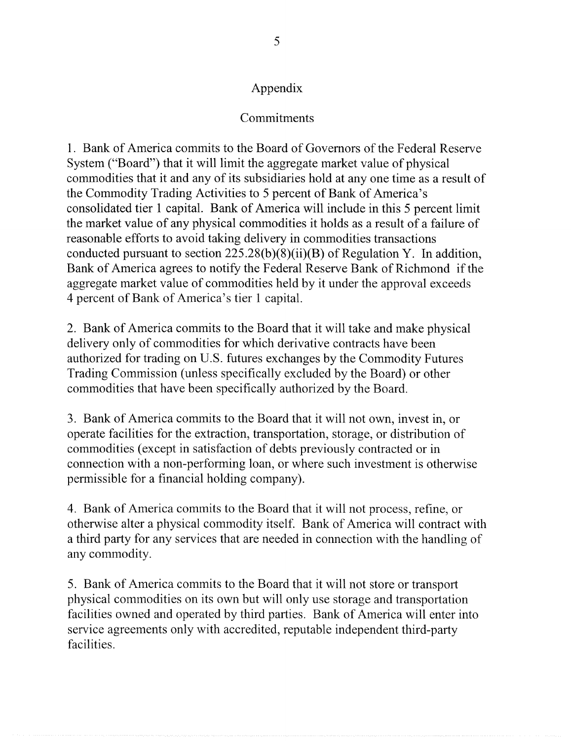## Appendix

### Commitments

1. Bank of America commits to the Board of Governors of the Federal Reserve System ("Board") that it will limit the aggregate market value of physical commodities that it and any of its subsidiaries hold at any one time as a result of the Commodity Trading Activities to 5 percent of Bank of America's consolidated tier 1 capital. Bank of America will include in this 5 percent limit the market value of any physical commodities it holds as a result of a failure of reasonable efforts to avoid taking delivery in commodities transactions conducted pursuant to section 225.28(b)(8)(ii)(B) of Regulation Y. In addition, Bank of America agrees to notify the Federal Reserve Bank of Richmond if the aggregate market value of commodities held by it under the approval exceeds 4 percent of Bank of America's tier 1 capital.

2. Bank of America commits to the Board that it will take and make physical delivery only of commodities for which derivative contracts have been authorized for trading on U.S. futures exchanges by the Commodity Futures Trading Commission (unless specifically excluded by the Board) or other commodities that have been specifically authorized by the Board.

3. Bank of America commits to the Board that it will not own, invest in, or operate facilities for the extraction, transportation, storage, or distribution of commodities (except in satisfaction of debts previously contracted or in connection with a non-performing loan, or where such investment is otherwise permissible for a financial holding company).

4. Bank of America commits to the Board that it will not process, refine, or otherwise alter a physical commodity itself. Bank of America will contract with a third party for any services that are needed in connection with the handling of any commodity.

5. Bank of America commits to the Board that it will not store or transport physical commodities on its own but will only use storage and transportation facilities owned and operated by third parties. Bank of America will enter into service agreements only with accredited, reputable independent third-party facilities.